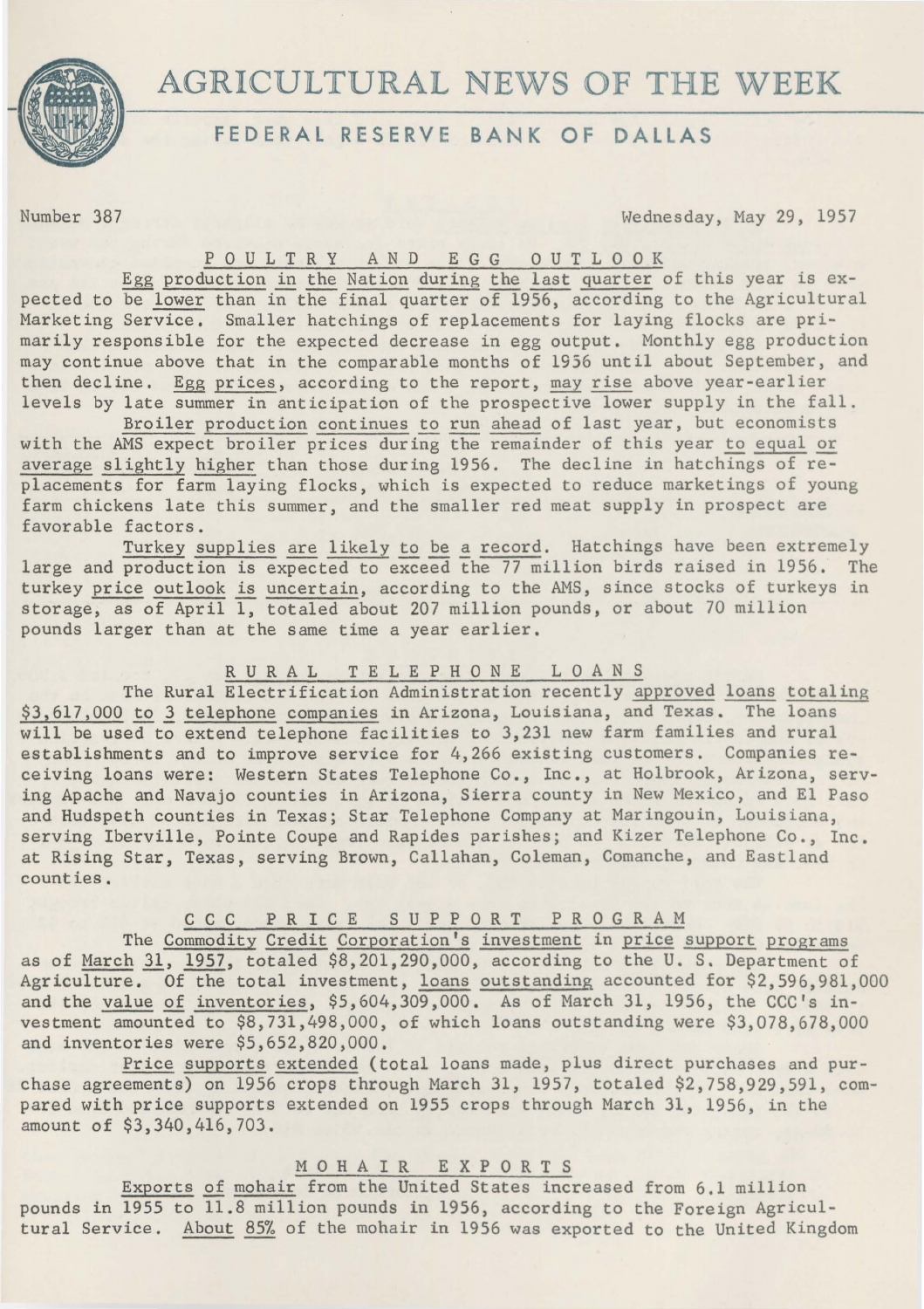# AGRICULTURAL NEWS OF THE WEEK

## FEDERAL RESERVE BANK OF DALLAS

Number 387 Wednesday, May 29, 1957

### POULTRY AND EGG OUTLOOK

Egg production in the Nation during the last quarter of this year is expected to be lower than in the final quarter of 1956, according to the Agricultural Marketing Service. Smaller hatchings of replacements for laying flocks are primarily responsible for the expected decrease in egg output. Monthly egg production may continue above that in the comparable months of 1956 until about September, and then decline. Egg prices, according to the report, may rise above year-earlier levels by late summer in anticipation of the prospective lower supply in the fall.

Broiler production continues to run ahead of last year, but economists with the AMS expect broiler prices during the remainder of this year to equal or average slightly higher than those during 1956. The decline in hatchings of replacements for farm laying flocks, which is expected to reduce marketings of young farm chickens late this summer, and the smaller red meat supply in prospect are favorable factors.

Turkey supplies are likely to be a record. Hatchings have been extremely large and production is expected to exceed the 77 million birds raised in 1956. The turkey price outlook is uncertain, according to the AMS, since stocks of turkeys in storage, as of April 1, totaled about 207 million pounds, or about 70 million pounds larger than at the same time a year earlier.

### RURAL TELEPHONE LOANS

The Rural Electrification Administration recently approved loans totaling $3,617,000 to 3 telephone companies in Arizona, Louisiana, and Texas. The loans will be used to extend telephone facilities to 3,231 new farm families and rural establishments and to improve service for 4,266 existing customers. Companies receiving loans were: Western States Telephone Co., Inc., at Holbrook, Arizona, serving Apache and Navajo counties in Arizona, Sierra county in New Mexico, and El Paso and Hudspeth counties in Texas; Star Telephone Company at Maringouin, Louisiana, serving Iberville, Pointe Coupe and Rapides parishes; and Kizer Telephone Co., Inc. at Rising Star, Texas, serving Brown, Callahan, Coleman, Comanche, and Eastland counties.

### CCC PRICE SUPPORT PROGRAM

The Commodity Credit Corporation's investment in price support programs as of March 31, 1957, totaled $8,201,290,000, according to the U. S. Department of Agriculture. Of the total investment, loans outstanding accounted for $2,596,981,000 and the value of inventories, $5,604,309,000. As of March 31, 1956, the CCC's investment amounted to $8,731,498,000, of which loans outstanding were $3,078,678,000 and inventories were $5,652,820,000.

Price supports extended (total loans made, plus direct purchases and purchase agreements) on 1956 crops through March 31, 1957, totaled $2,758,929,591, compared with price supports extended on 1955 crops through March 31, 1956, in the amount of $3,340,416,703.

### MOHAIR EXPORTS

Exports of mohair from the United States increased from 6.1 million pounds in 1955 to 11.8 million pounds in 1956, according to the Foreign Agricultural Service. About 85% of the mohair in 1956 was exported to the United Kingdom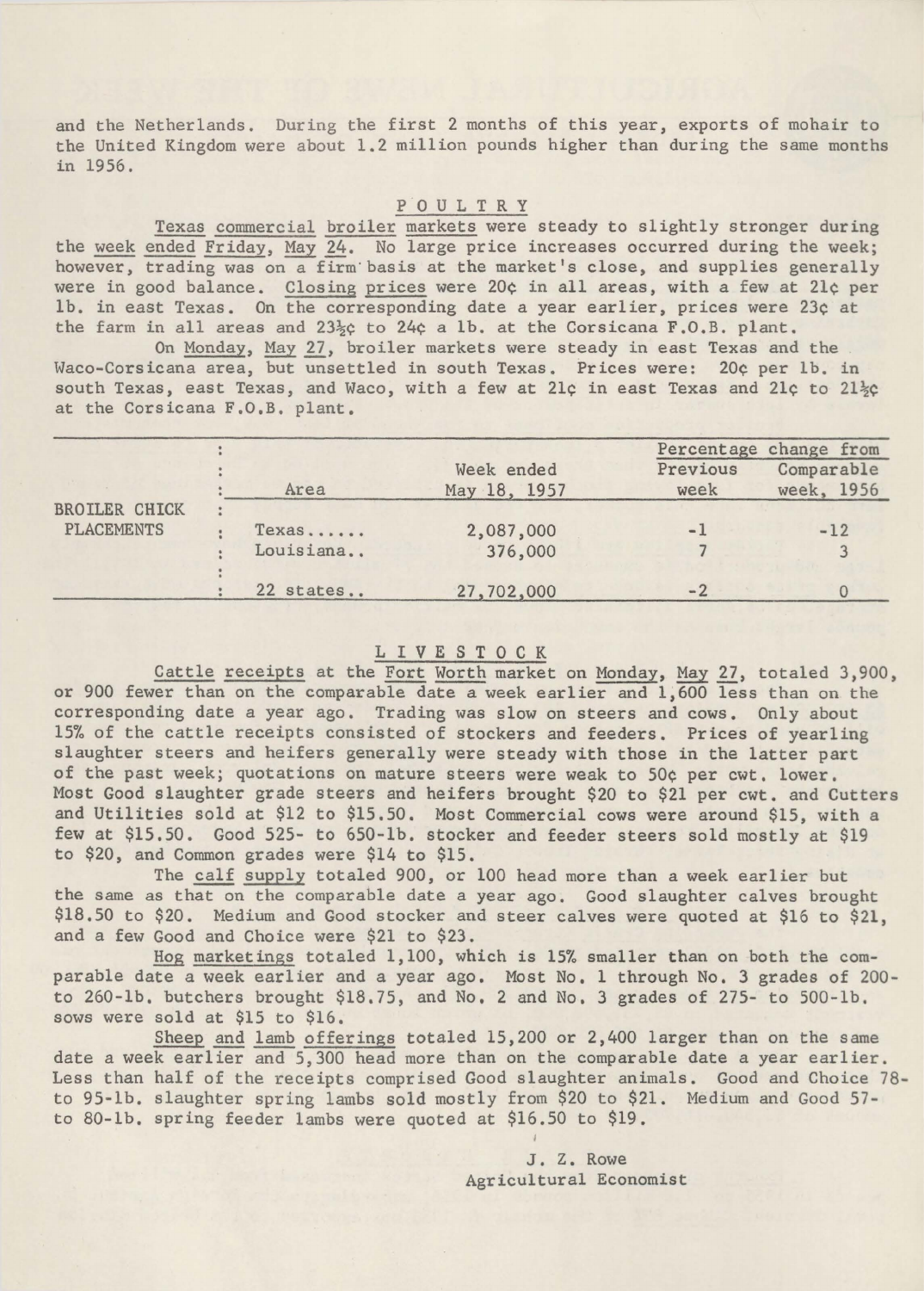and the Netherlands. During the first 2 months of this year, exports of mohair to the United Kingdom were about 1.2 million pounds higher than during the same months in 1956.

## POULTRY

Texas commercial broiler markets were steady to slightly stronger during the week ended Friday, May 24. No large price increases occurred during the week; however, trading was on a firm basis at the market's close, and supplies generally were in good balance. Closing prices were 20¢ in all areas, with a few at 21¢ per lb. in east Texas. On the corresponding date a year earlier, prices were 23¢ at the farm in all areas and 23½¢ to 24¢ a lb. at the Corsicana F.O.B. plant.

On Monday, May 27, broiler markets were steady in east Texas and the Waco-Corsicana area, but unsettled in south Texas. Prices were: 20¢ per lb. in south Texas, east Texas, and Waco, with a few at 21¢ in east Texas and 21¢ to 21½¢ at the Corsicana F.O.B. plant.

| | Area | Week ended May 18, 1957 | Percentage change from Previous week | Percentage change from Comparable week, 1956 |
|---|---|---|---|---|
| BROILER CHICK PLACEMENTS | Texas...... | 2,087,000 | -1 | -12 |
| | Louisiana.. | 376,000 | 7 | 3 |
| | 22 states.. | 27,702,000 | -2 | 0 |

## LIVESTOCK

Cattle receipts at the Fort Worth market on Monday, May 27, totaled 3,900, or 900 fewer than on the comparable date a week earlier and 1,600 less than on the corresponding date a year ago. Trading was slow on steers and cows. Only about 15% of the cattle receipts consisted of stockers and feeders. Prices of yearling slaughter steers and heifers generally were steady with those in the latter part of the past week; quotations on mature steers were weak to 50¢ per cwt. lower. Most Good slaughter grade steers and heifers brought \$20 to \$21 per cwt. and Cutters and Utilities sold at \$12 to \$15.50. Most Commercial cows were around \$15, with a few at \$15.50. Good 525- to 650-lb. stocker and feeder steers sold mostly at \$19 to \$20, and Common grades were \$14 to \$15.

The calf supply totaled 900, or 100 head more than a week earlier but the same as that on the comparable date a year ago. Good slaughter calves brought \$18.50 to \$20. Medium and Good stocker and steer calves were quoted at \$16 to \$21, and a few Good and Choice were \$21 to \$23.

Hog marketings totaled 1,100, which is 15% smaller than on both the comparable date a week earlier and a year ago. Most No. 1 through No. 3 grades of 200- to 260-lb. butchers brought \$18.75, and No. 2 and No. 3 grades of 275- to 500-lb. sows were sold at \$15 to \$16.

Sheep and lamb offerings totaled 15,200 or 2,400 larger than on the same date a week earlier and 5,300 head more than on the comparable date a year earlier. Less than half of the receipts comprised Good slaughter animals. Good and Choice 78- to 95-lb. slaughter spring lambs sold mostly from \$20 to \$21. Medium and Good 57- to 80-lb. spring feeder lambs were quoted at \$16.50 to \$19.

J. Z. Rowe
Agricultural Economist